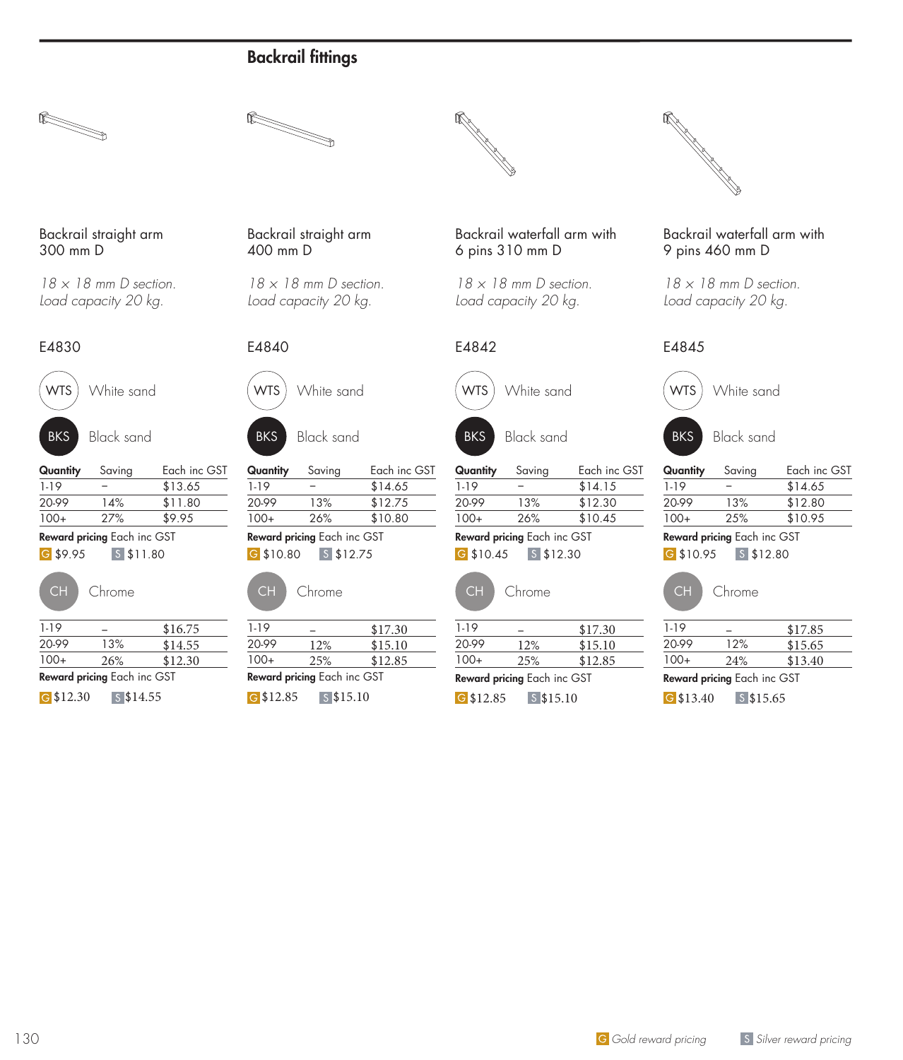# Backrail fittings

## Backrail straight arm 300 mm D

*18 × 18 mm D section.*
*Load capacity 20 kg.*

E4830

WTS White sand

BKS Black sand

| Quantity | Saving | Each inc GST |
|---|---|---|
| 1-19 | – | $13.65 |
| 20-99 | 14% | $11.80 |
| 100+ | 27% | $9.95 |

**Reward pricing** Each inc GST

G $9.95 S $11.80

CH Chrome

| Quantity | Saving | Each inc GST |
|---|---|---|
| 1-19 | – | $16.75 |
| 20-99 | 13% | $14.55 |
| 100+ | 26% | $12.30 |

**Reward pricing** Each inc GST

G $12.30 S $14.55

## Backrail straight arm 400 mm D

*18 × 18 mm D section.*
*Load capacity 20 kg.*

E4840

WTS White sand

BKS Black sand

| Quantity | Saving | Each inc GST |
|---|---|---|
| 1-19 | – | $14.65 |
| 20-99 | 13% | $12.75 |
| 100+ | 26% | $10.80 |

**Reward pricing** Each inc GST

G $10.80 S $12.75

CH Chrome

| Quantity | Saving | Each inc GST |
|---|---|---|
| 1-19 | – | $17.30 |
| 20-99 | 12% | $15.10 |
| 100+ | 25% | $12.85 |

**Reward pricing** Each inc GST

G $12.85 S $15.10

## Backrail waterfall arm with 6 pins 310 mm D

*18 × 18 mm D section.*
*Load capacity 20 kg.*

E4842

WTS White sand

BKS Black sand

| Quantity | Saving | Each inc GST |
|---|---|---|
| 1-19 | – | $14.15 |
| 20-99 | 13% | $12.30 |
| 100+ | 26% | $10.45 |

**Reward pricing** Each inc GST

G $10.45 S $12.30

CH Chrome

| Quantity | Saving | Each inc GST |
|---|---|---|
| 1-19 | – | $17.30 |
| 20-99 | 12% | $15.10 |
| 100+ | 25% | $12.85 |

**Reward pricing** Each inc GST

G $12.85 S $15.10

## Backrail waterfall arm with 9 pins 460 mm D

*18 × 18 mm D section.*
*Load capacity 20 kg.*

E4845

WTS White sand

BKS Black sand

| Quantity | Saving | Each inc GST |
|---|---|---|
| 1-19 | – | $14.65 |
| 20-99 | 13% | $12.80 |
| 100+ | 25% | $10.95 |

**Reward pricing** Each inc GST

G $10.95 S $12.80

CH Chrome

| Quantity | Saving | Each inc GST |
|---|---|---|
| 1-19 | – | $17.85 |
| 20-99 | 12% | $15.65 |
| 100+ | 24% | $13.40 |

**Reward pricing** Each inc GST

G $13.40 S $15.65

G *Gold reward pricing* S *Silver reward pricing*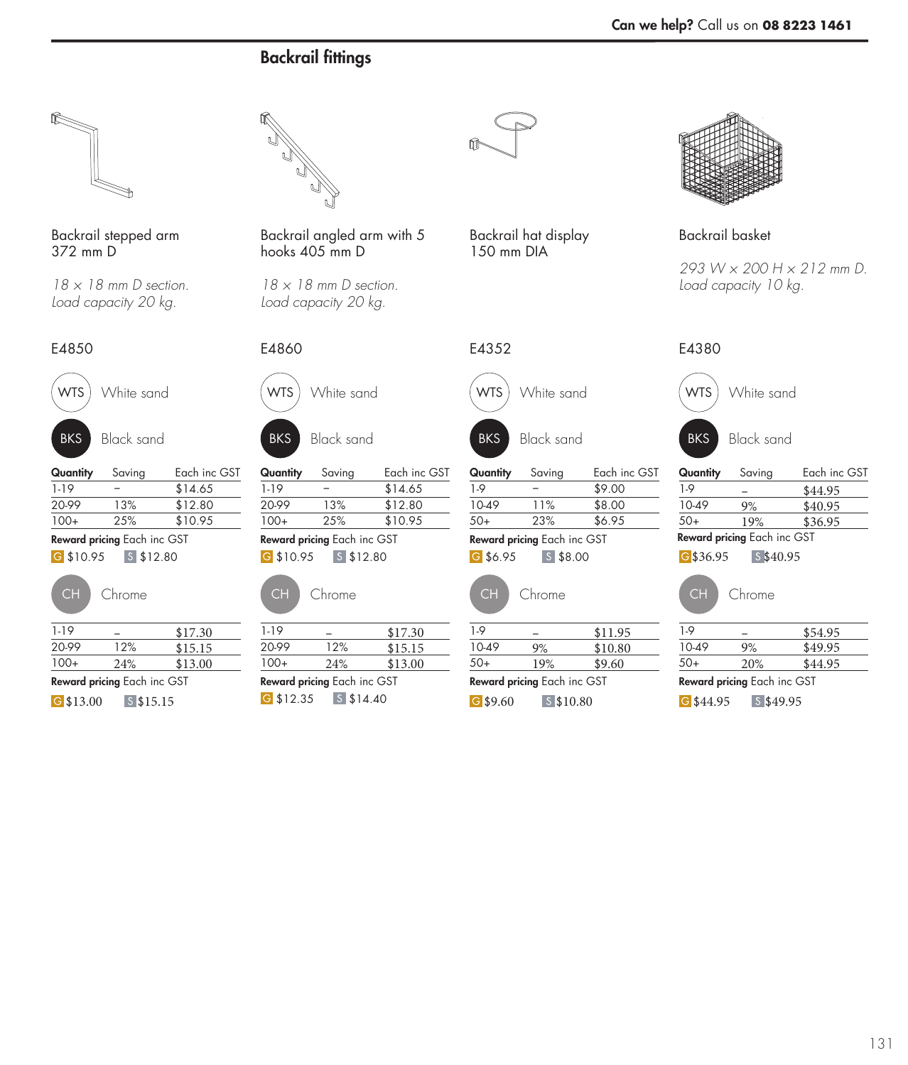## Backrail fittings

### Backrail stepped arm 372 mm D

*18 × 18 mm D section.*
*Load capacity 20 kg.*

E4850

WTS White sand

BKS Black sand

| Quantity | Saving | Each inc GST |
|---|---|---|
| 1-19 | – | $14.65 |
| 20-99 | 13% | $12.80 |
| 100+ | 25% | $10.95 |

**Reward pricing** Each inc GST

G $10.95 S $12.80

CH Chrome

| Quantity | Saving | Each inc GST |
|---|---|---|
| 1-19 | – | $17.30 |
| 20-99 | 12% | $15.15 |
| 100+ | 24% | $13.00 |

**Reward pricing** Each inc GST

G $13.00 S $15.15

### Backrail angled arm with 5 hooks 405 mm D

*18 × 18 mm D section.*
*Load capacity 20 kg.*

E4860

WTS White sand

BKS Black sand

| Quantity | Saving | Each inc GST |
|---|---|---|
| 1-19 | – | $14.65 |
| 20-99 | 13% | $12.80 |
| 100+ | 25% | $10.95 |

**Reward pricing** Each inc GST

G $10.95 S $12.80

CH Chrome

| Quantity | Saving | Each inc GST |
|---|---|---|
| 1-19 | – | $17.30 |
| 20-99 | 12% | $15.15 |
| 100+ | 24% | $13.00 |

**Reward pricing** Each inc GST

G $12.35 S $14.40

### Backrail hat display 150 mm DIA

E4352

WTS White sand

BKS Black sand

| Quantity | Saving | Each inc GST |
|---|---|---|
| 1-9 | – | $9.00 |
| 10-49 | 11% | $8.00 |
| 50+ | 23% | $6.95 |

**Reward pricing** Each inc GST

G $6.95 S $8.00

CH Chrome

| Quantity | Saving | Each inc GST |
|---|---|---|
| 1-9 | – | $11.95 |
| 10-49 | 9% | $10.80 |
| 50+ | 19% | $9.60 |

**Reward pricing** Each inc GST

G $9.60 S $10.80

### Backrail basket

*293 W × 200 H × 212 mm D.*
*Load capacity 10 kg.*

E4380

WTS White sand

BKS Black sand

| Quantity | Saving | Each inc GST |
|---|---|---|
| 1-9 | – | $44.95 |
| 10-49 | 9% | $40.95 |
| 50+ | 19% | $36.95 |

**Reward pricing** Each inc GST

G $36.95 S $40.95

CH Chrome

| Quantity | Saving | Each inc GST |
|---|---|---|
| 1-9 | – | $54.95 |
| 10-49 | 9% | $49.95 |
| 50+ | 20% | $44.95 |

**Reward pricing** Each inc GST

G $44.95 S $49.95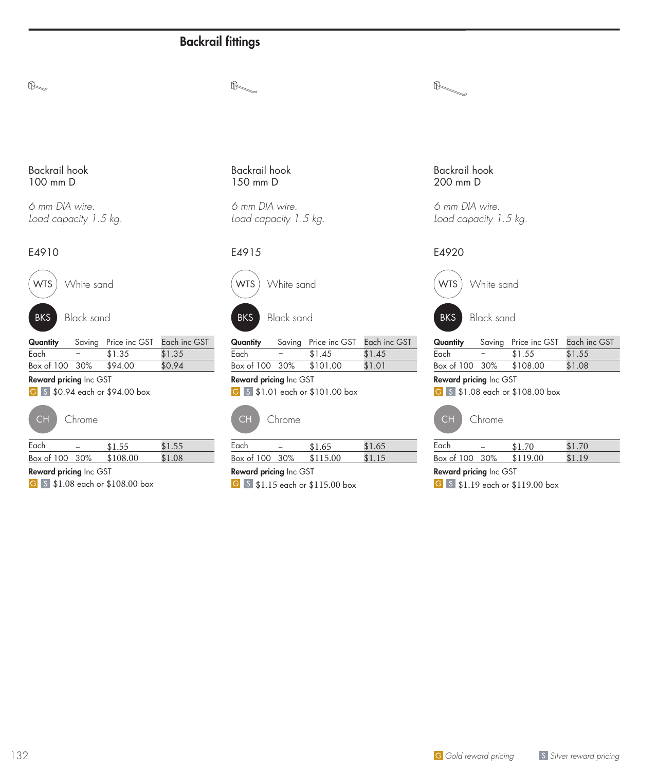# Backrail fittings

## Backrail hook
100 mm D

*6 mm DIA wire.*
*Load capacity 1.5 kg.*

E4910

WTS White sand

BKS Black sand

| Quantity | Saving | Price inc GST | Each inc GST |
|---|---|---|---|
| Each | – | $1.35 | $1.35 |
| Box of 100 | 30% | $94.00 | $0.94 |

**Reward pricing** Inc GST
G S $0.94 each or $94.00 box

CH Chrome

| Quantity | Saving | Price inc GST | Each inc GST |
|---|---|---|---|
| Each | – | $1.55 | $1.55 |
| Box of 100 | 30% | $108.00 | $1.08 |

**Reward pricing** Inc GST
G S $1.08 each or $108.00 box

## Backrail hook
150 mm D

*6 mm DIA wire.*
*Load capacity 1.5 kg.*

E4915

WTS White sand

BKS Black sand

| Quantity | Saving | Price inc GST | Each inc GST |
|---|---|---|---|
| Each | – | $1.45 | $1.45 |
| Box of 100 | 30% | $101.00 | $1.01 |

**Reward pricing** Inc GST
G S $1.01 each or $101.00 box

CH Chrome

| Quantity | Saving | Price inc GST | Each inc GST |
|---|---|---|---|
| Each | – | $1.65 | $1.65 |
| Box of 100 | 30% | $115.00 | $1.15 |

**Reward pricing** Inc GST
G S $1.15 each or $115.00 box

## Backrail hook
200 mm D

*6 mm DIA wire.*
*Load capacity 1.5 kg.*

E4920

WTS White sand

BKS Black sand

| Quantity | Saving | Price inc GST | Each inc GST |
|---|---|---|---|
| Each | – | $1.55 | $1.55 |
| Box of 100 | 30% | $108.00 | $1.08 |

**Reward pricing** Inc GST
G S $1.08 each or $108.00 box

CH Chrome

| Quantity | Saving | Price inc GST | Each inc GST |
|---|---|---|---|
| Each | – | $1.70 | $1.70 |
| Box of 100 | 30% | $119.00 | $1.19 |

**Reward pricing** Inc GST
G S $1.19 each or $119.00 box

G *Gold reward pricing* S *Silver reward pricing*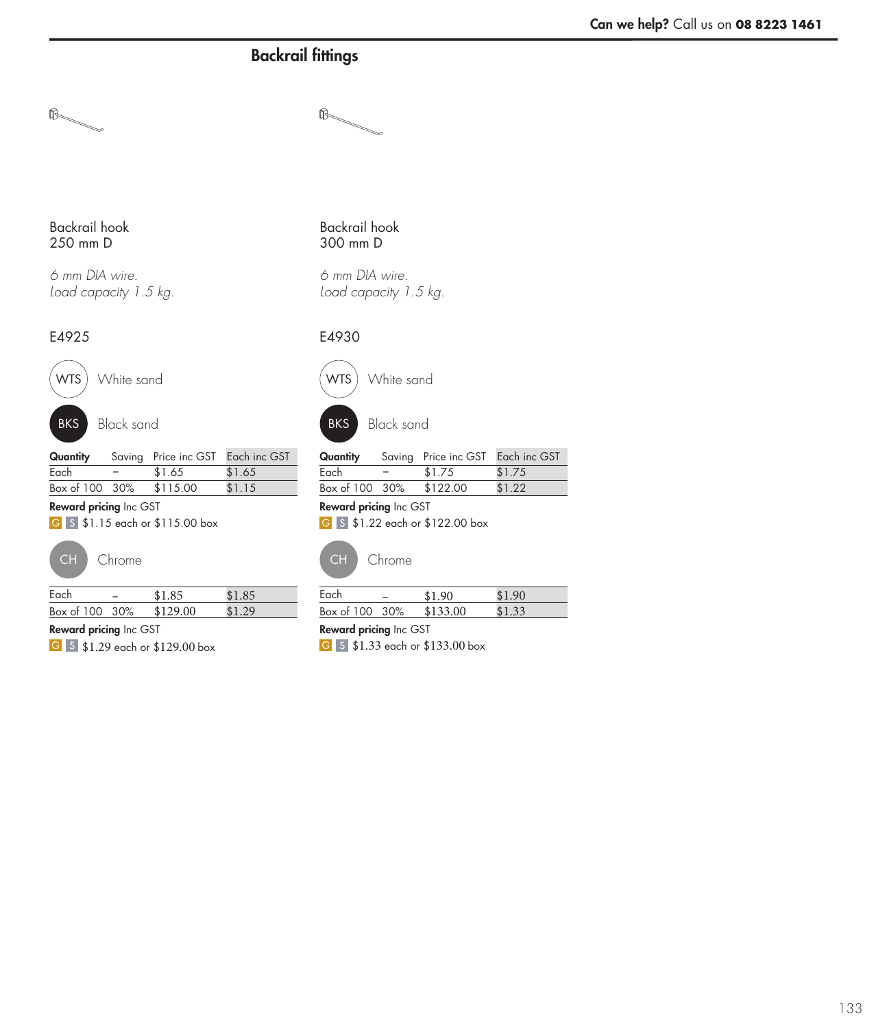# Backrail fittings

## Backrail hook
250 mm D

*6 mm DIA wire.*
*Load capacity 1.5 kg.*

E4925

WTS White sand

BKS Black sand

| Quantity | Saving | Price inc GST | Each inc GST |
|---|---|---|---|
| Each | – | $1.65 | $1.65 |
| Box of 100 | 30% | $115.00 | $1.15 |

**Reward pricing** Inc GST
G S $1.15 each or $115.00 box

CH Chrome

| Quantity | Saving | Price inc GST | Each inc GST |
|---|---|---|---|
| Each | – | $1.85 | $1.85 |
| Box of 100 | 30% | $129.00 | $1.29 |

**Reward pricing** Inc GST
G S $1.29 each or $129.00 box

## Backrail hook
300 mm D

*6 mm DIA wire.*
*Load capacity 1.5 kg.*

E4930

WTS White sand

BKS Black sand

| Quantity | Saving | Price inc GST | Each inc GST |
|---|---|---|---|
| Each | – | $1.75 | $1.75 |
| Box of 100 | 30% | $122.00 | $1.22 |

**Reward pricing** Inc GST
G S $1.22 each or $122.00 box

CH Chrome

| Quantity | Saving | Price inc GST | Each inc GST |
|---|---|---|---|
| Each | – | $1.90 | $1.90 |
| Box of 100 | 30% | $133.00 | $1.33 |

**Reward pricing** Inc GST
G S $1.33 each or $133.00 box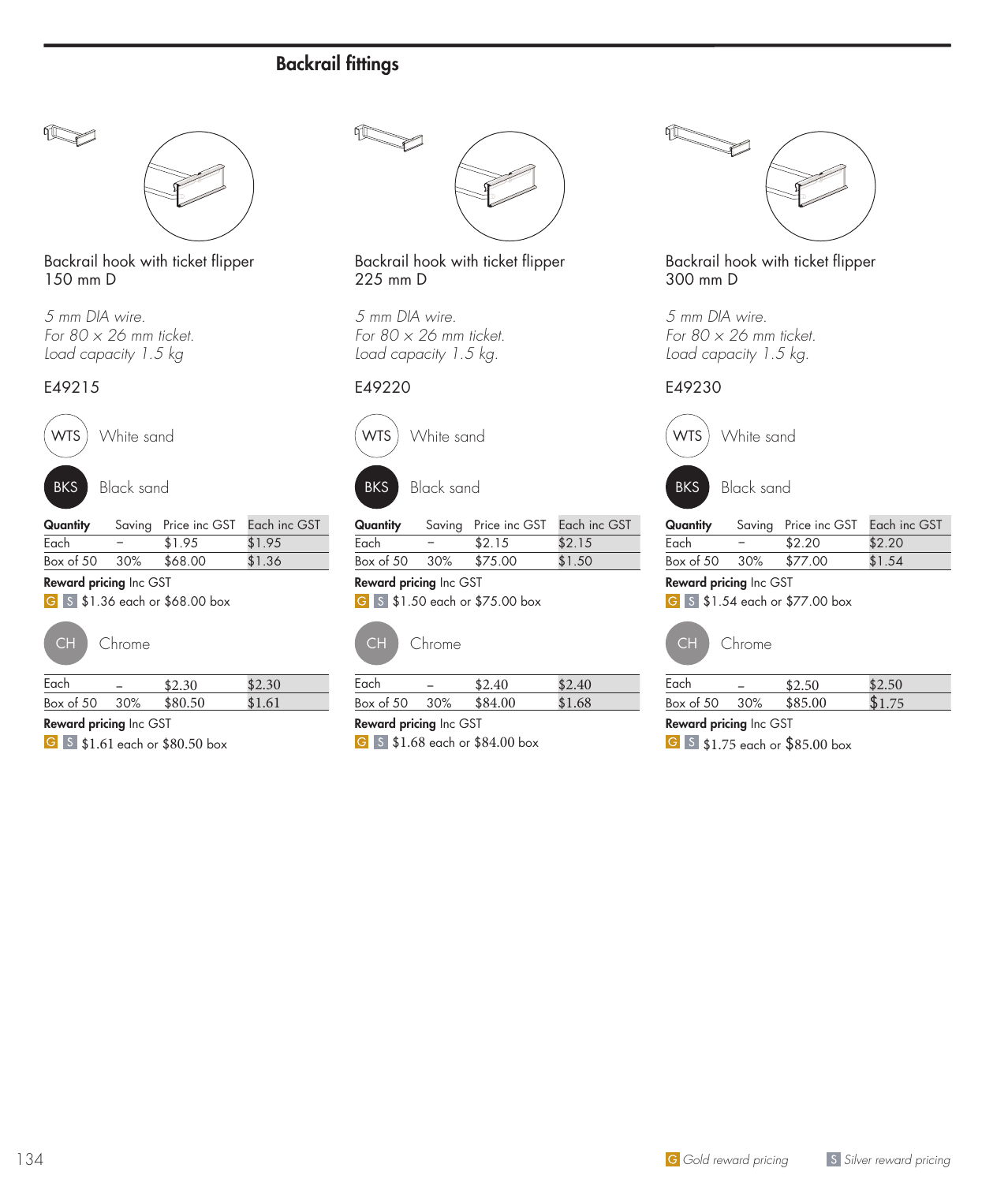## Backrail fittings

### Backrail hook with ticket flipper 150 mm D

*5 mm DIA wire.*
*For 80 × 26 mm ticket.*
*Load capacity 1.5 kg*

E49215

WTS White sand

BKS Black sand

| Quantity | Saving | Price inc GST | Each inc GST |
|---|---|---|---|
| Each | – | $1.95 | $1.95 |
| Box of 50 | 30% | $68.00 | $1.36 |

**Reward pricing** Inc GST
G S $1.36 each or $68.00 box

CH Chrome

| Quantity | Saving | Price inc GST | Each inc GST |
|---|---|---|---|
| Each | – | $2.30 | $2.30 |
| Box of 50 | 30% | $80.50 | $1.61 |

**Reward pricing** Inc GST
G S $1.61 each or $80.50 box

### Backrail hook with ticket flipper 225 mm D

*5 mm DIA wire.*
*For 80 × 26 mm ticket.*
*Load capacity 1.5 kg.*

E49220

WTS White sand

BKS Black sand

| Quantity | Saving | Price inc GST | Each inc GST |
|---|---|---|---|
| Each | – | $2.15 | $2.15 |
| Box of 50 | 30% | $75.00 | $1.50 |

**Reward pricing** Inc GST
G S $1.50 each or $75.00 box

CH Chrome

| Quantity | Saving | Price inc GST | Each inc GST |
|---|---|---|---|
| Each | – | $2.40 | $2.40 |
| Box of 50 | 30% | $84.00 | $1.68 |

**Reward pricing** Inc GST
G S $1.68 each or $84.00 box

### Backrail hook with ticket flipper 300 mm D

*5 mm DIA wire.*
*For 80 × 26 mm ticket.*
*Load capacity 1.5 kg.*

E49230

WTS White sand

BKS Black sand

| Quantity | Saving | Price inc GST | Each inc GST |
|---|---|---|---|
| Each | – | $2.20 | $2.20 |
| Box of 50 | 30% | $77.00 | $1.54 |

**Reward pricing** Inc GST
G S $1.54 each or $77.00 box

CH Chrome

| Quantity | Saving | Price inc GST | Each inc GST |
|---|---|---|---|
| Each | – | $2.50 | $2.50 |
| Box of 50 | 30% | $85.00 | $1.75 |

**Reward pricing** Inc GST
G S $1.75 each or $85.00 box

G *Gold reward pricing* S *Silver reward pricing*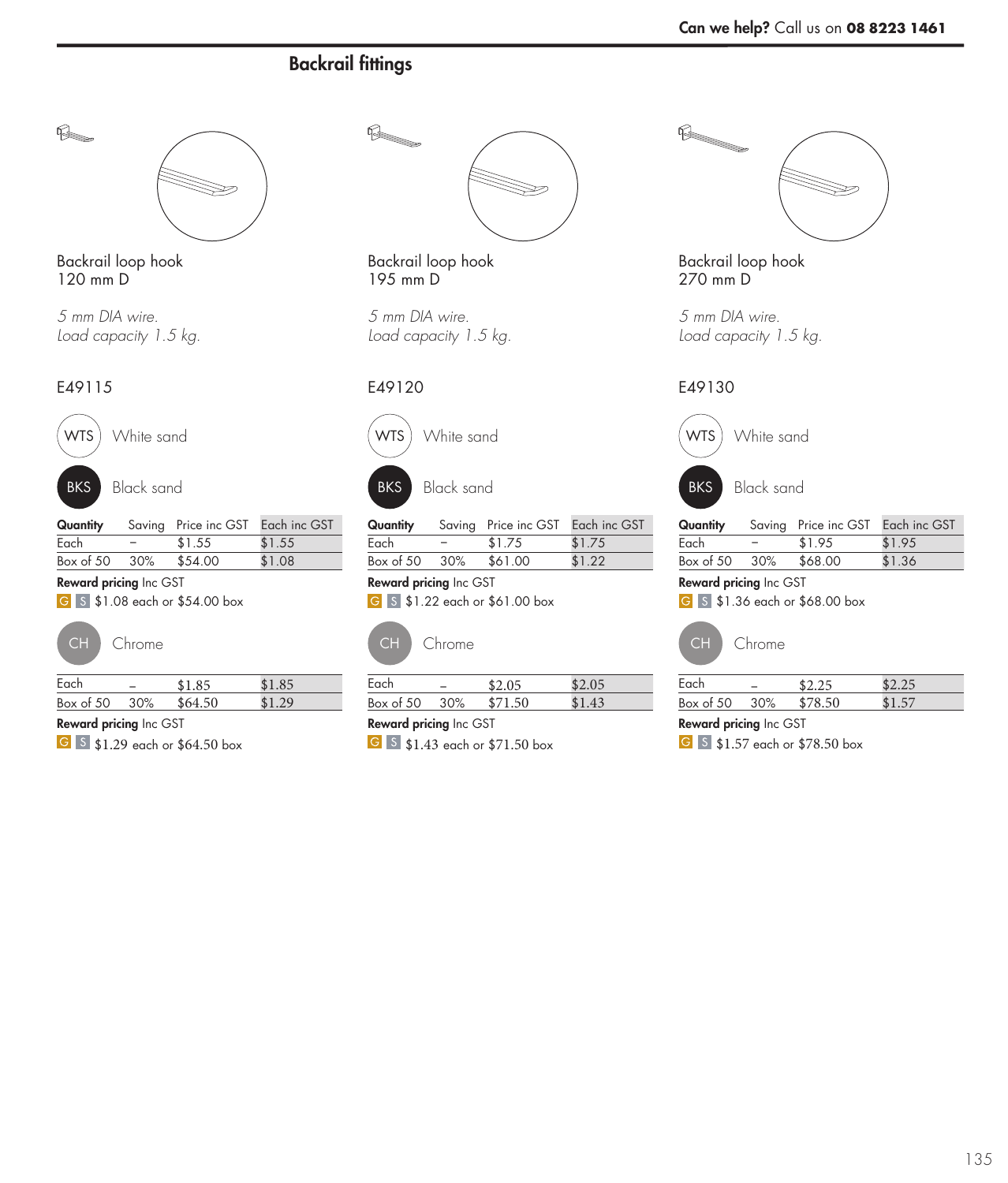## Backrail fittings

### Backrail loop hook
120 mm D

*5 mm DIA wire.*
*Load capacity 1.5 kg.*

E49115

WTS White sand

BKS Black sand

| Quantity | Saving | Price inc GST | Each inc GST |
|---|---|---|---|
| Each | – | $1.55 | $1.55 |
| Box of 50 | 30% | $54.00 | $1.08 |

**Reward pricing** Inc GST
G S $1.08 each or $54.00 box

CH Chrome

| Quantity | Saving | Price inc GST | Each inc GST |
|---|---|---|---|
| Each | – | $1.85 | $1.85 |
| Box of 50 | 30% | $64.50 | $1.29 |

**Reward pricing** Inc GST
G S $1.29 each or $64.50 box

### Backrail loop hook
195 mm D

*5 mm DIA wire.*
*Load capacity 1.5 kg.*

E49120

WTS White sand

BKS Black sand

| Quantity | Saving | Price inc GST | Each inc GST |
|---|---|---|---|
| Each | – | $1.75 | $1.75 |
| Box of 50 | 30% | $61.00 | $1.22 |

**Reward pricing** Inc GST
G S $1.22 each or $61.00 box

CH Chrome

| Quantity | Saving | Price inc GST | Each inc GST |
|---|---|---|---|
| Each | – | $2.05 | $2.05 |
| Box of 50 | 30% | $71.50 | $1.43 |

**Reward pricing** Inc GST
G S $1.43 each or $71.50 box

### Backrail loop hook
270 mm D

*5 mm DIA wire.*
*Load capacity 1.5 kg.*

E49130

WTS White sand

BKS Black sand

| Quantity | Saving | Price inc GST | Each inc GST |
|---|---|---|---|
| Each | – | $1.95 | $1.95 |
| Box of 50 | 30% | $68.00 | $1.36 |

**Reward pricing** Inc GST
G S $1.36 each or $68.00 box

CH Chrome

| Quantity | Saving | Price inc GST | Each inc GST |
|---|---|---|---|
| Each | – | $2.25 | $2.25 |
| Box of 50 | 30% | $78.50 | $1.57 |

**Reward pricing** Inc GST
G S $1.57 each or $78.50 box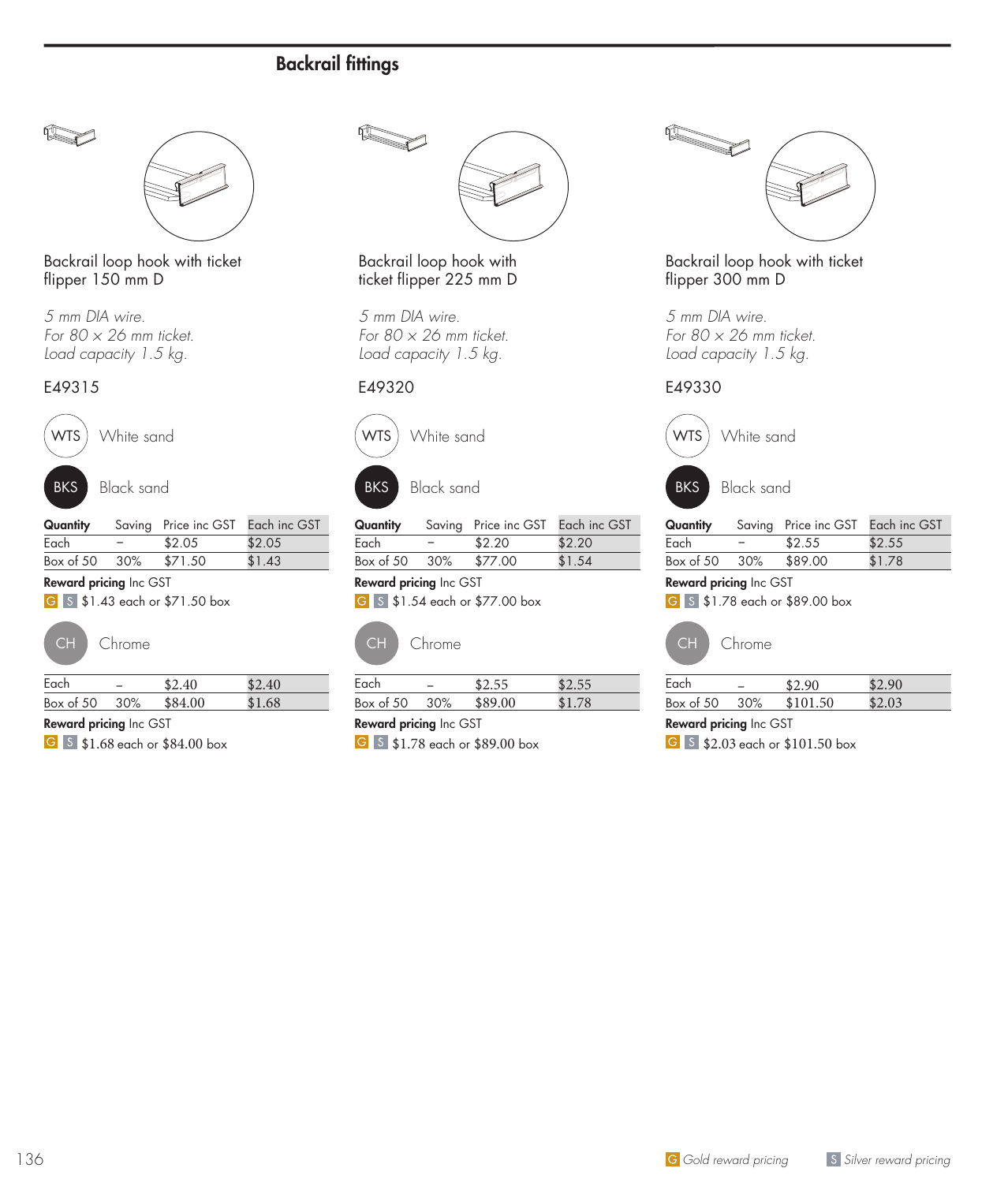## Backrail fittings

### Backrail loop hook with ticket flipper 150 mm D

*5 mm DIA wire.*
*For 80 × 26 mm ticket.*
*Load capacity 1.5 kg.*

E49315

WTS White sand

BKS Black sand

| Quantity | Saving | Price inc GST | Each inc GST |
|---|---|---|---|
| Each | – | $2.05 | $2.05 |
| Box of 50 | 30% | $71.50 | $1.43 |

**Reward pricing** Inc GST
G S $1.43 each or $71.50 box

CH Chrome

| | | | |
|---|---|---|---|
| Each | – | $2.40 | $2.40 |
| Box of 50 | 30% | $84.00 | $1.68 |

**Reward pricing** Inc GST
G S $1.68 each or $84.00 box

### Backrail loop hook with ticket flipper 225 mm D

*5 mm DIA wire.*
*For 80 × 26 mm ticket.*
*Load capacity 1.5 kg.*

E49320

WTS White sand

BKS Black sand

| Quantity | Saving | Price inc GST | Each inc GST |
|---|---|---|---|
| Each | – | $2.20 | $2.20 |
| Box of 50 | 30% | $77.00 | $1.54 |

**Reward pricing** Inc GST
G S $1.54 each or $77.00 box

CH Chrome

| | | | |
|---|---|---|---|
| Each | – | $2.55 | $2.55 |
| Box of 50 | 30% | $89.00 | $1.78 |

**Reward pricing** Inc GST
G S $1.78 each or $89.00 box

### Backrail loop hook with ticket flipper 300 mm D

*5 mm DIA wire.*
*For 80 × 26 mm ticket.*
*Load capacity 1.5 kg.*

E49330

WTS White sand

BKS Black sand

| Quantity | Saving | Price inc GST | Each inc GST |
|---|---|---|---|
| Each | – | $2.55 | $2.55 |
| Box of 50 | 30% | $89.00 | $1.78 |

**Reward pricing** Inc GST
G S $1.78 each or $89.00 box

CH Chrome

| | | | |
|---|---|---|---|
| Each | – | $2.90 | $2.90 |
| Box of 50 | 30% | $101.50 | $2.03 |

**Reward pricing** Inc GST
G S $2.03 each or $101.50 box

G *Gold reward pricing* S *Silver reward pricing*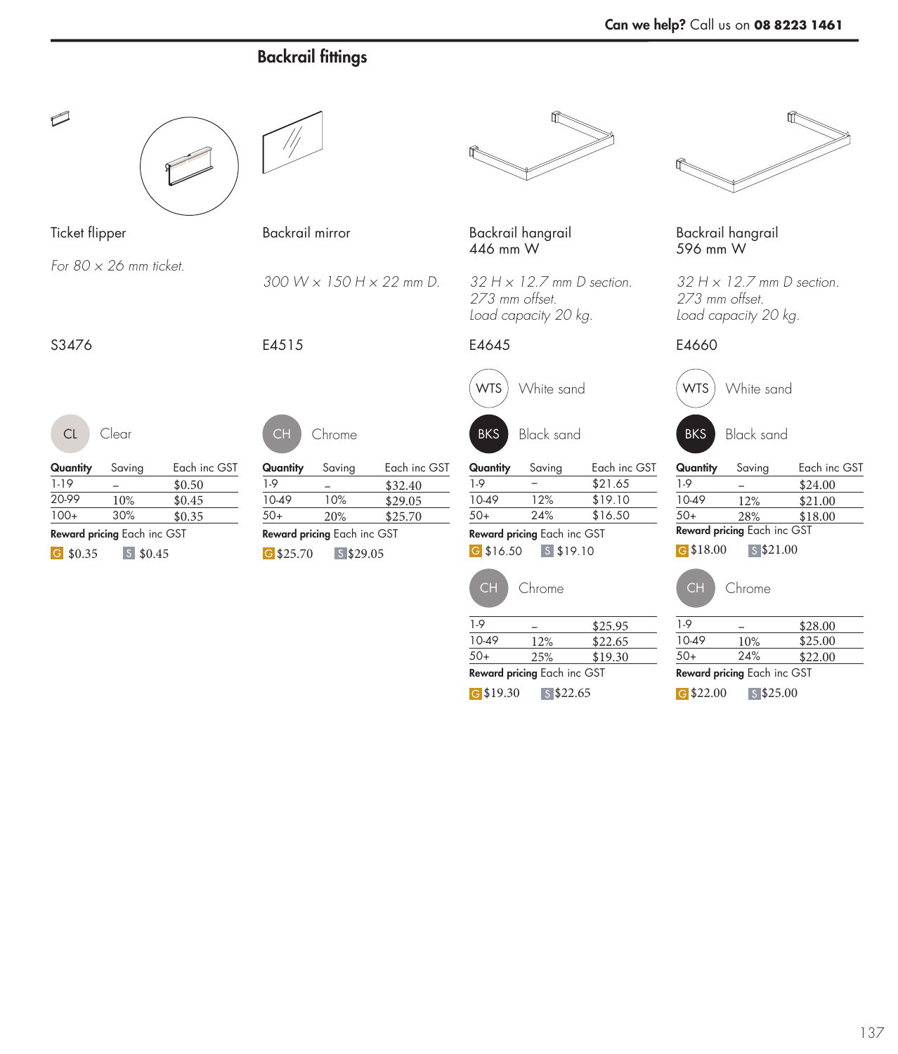## Backrail fittings

### Ticket flipper

*For 80 × 26 mm ticket.*

S3476

CL Clear

| Quantity | Saving | Each inc GST |
|---|---|---|
| 1-19 | – | $0.50 |
| 20-99 | 10% | $0.45 |
| 100+ | 30% | $0.35 |

**Reward pricing** Each inc GST

G $0.35 S $0.45

### Backrail mirror

*300 W × 150 H × 22 mm D.*

E4515

CH Chrome

| Quantity | Saving | Each inc GST |
|---|---|---|
| 1-9 | – | $32.40 |
| 10-49 | 10% | $29.05 |
| 50+ | 20% | $25.70 |

**Reward pricing** Each inc GST

G $25.70 S $29.05

### Backrail hangrail 446 mm W

*32 H × 12.7 mm D section.*
*273 mm offset.*
*Load capacity 20 kg.*

E4645

WTS White sand

BKS Black sand

| Quantity | Saving | Each inc GST |
|---|---|---|
| 1-9 | – | $21.65 |
| 10-49 | 12% | $19.10 |
| 50+ | 24% | $16.50 |

**Reward pricing** Each inc GST

G $16.50 S $19.10

CH Chrome

| | | |
|---|---|---|
| 1-9 | – | $25.95 |
| 10-49 | 12% | $22.65 |
| 50+ | 25% | $19.30 |

**Reward pricing** Each inc GST

G $19.30 S $22.65

### Backrail hangrail 596 mm W

*32 H × 12.7 mm D section.*
*273 mm offset.*
*Load capacity 20 kg.*

E4660

WTS White sand

BKS Black sand

| Quantity | Saving | Each inc GST |
|---|---|---|
| 1-9 | – | $24.00 |
| 10-49 | 12% | $21.00 |
| 50+ | 28% | $18.00 |

**Reward pricing** Each inc GST

G $18.00 S $21.00

CH Chrome

| | | |
|---|---|---|
| 1-9 | – | $28.00 |
| 10-49 | 10% | $25.00 |
| 50+ | 24% | $22.00 |

**Reward pricing** Each inc GST

G $22.00 S $25.00